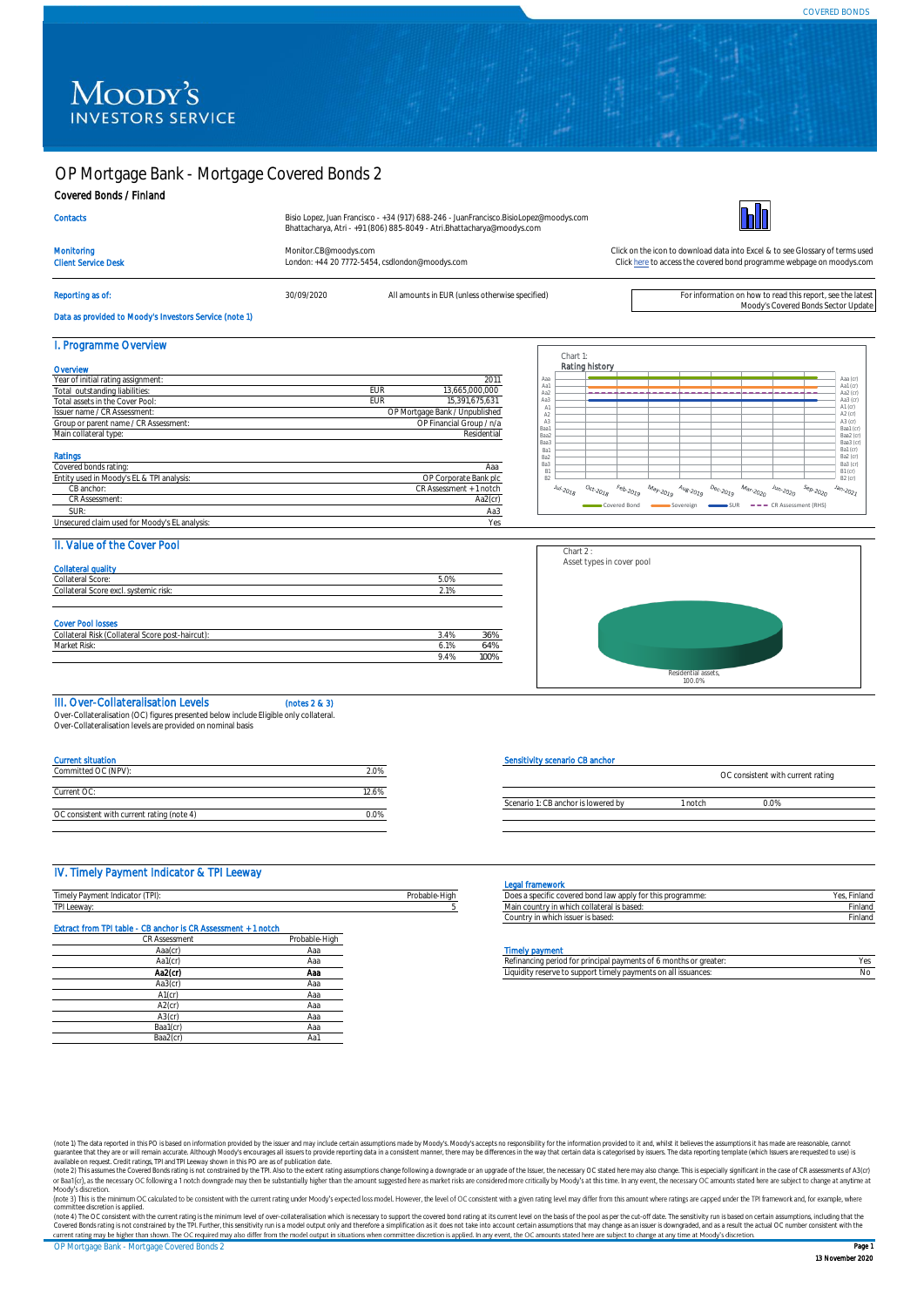# OP Mortgage Bank - Mortgage Covered Bonds 2

## Covered Bonds / Finland

| | |
|---|---|
| Contacts | Bisio Lopez, Juan Francisco - +34 (917) 688-246 - JuanFrancisco.BisioLopez@moodys.com<br>Bhattacharya, Atri - +91 (806) 885-8049 - Atri.Bhattacharya@moodys.com |
| Monitoring | Monitor.CB@moodys.com |
| Client Service Desk | London: +44 20 7772-5454, csdlondon@moodys.com |

Click on the icon to download data into Excel & to see Glossary of terms used
Click here to access the covered bond programme webpage on moodys.com

Reporting as of: 30/09/2020 — All amounts in EUR (unless otherwise specified)

For information on how to read this report, see the latest Moody's Covered Bonds Sector Update

Data as provided to Moody's Investors Service (note 1)

## I. Programme Overview

### Overview

| | | |
|---|---|---|
| Year of initial rating assignment: | | 2011 |
| Total outstanding liabilities: | EUR | 13,665,000,000 |
| Total assets in the Cover Pool: | EUR | 15,391,675,631 |
| Issuer name / CR Assessment: | | OP Mortgage Bank / Unpublished |
| Group or parent name / CR Assessment: | | OP Financial Group / n/a |
| Main collateral type: | | Residential |

### Ratings

| | |
|---|---|
| Covered bonds rating: | Aaa |
| Entity used in Moody's EL & TPI analysis: | OP Corporate Bank plc |
| CB anchor: | CR Assessment + 1 notch |
| CR Assessment: | Aa2(cr) |
| SUR: | Aa3 |
| Unsecured claim used for Moody's EL analysis: | Yes |

Chart 1:
Rating history

## II. Value of the Cover Pool

### Collateral quality

| | |
|---|---|
| Collateral Score: | 5.0% |
| Collateral Score excl. systemic risk: | 2.1% |

### Cover Pool losses

| | | |
|---|---|---|
| Collateral Risk (Collateral Score post-haircut): | 3.4% | 36% |
| Market Risk: | 6.1% | 64% |
| | 9.4% | 100% |

Chart 2 :
Asset types in cover pool

Residential assets, 100.0%

## III. Over-Collateralisation Levels (notes 2 & 3)

Over-Collateralisation (OC) figures presented below include Eligible only collateral.
Over-Collateralisation levels are provided on nominal basis

### Current situation

| | |
|---|---|
| Committed OC (NPV): | 2.0% |
| Current OC: | 12.6% |
| OC consistent with current rating (note 4) | 0.0% |

### Sensitivity scenario CB anchor

| | | OC consistent with current rating |
|---|---|---|
| Scenario 1: CB anchor is lowered by | 1 notch | 0.0% |

## IV. Timely Payment Indicator & TPI Leeway

| | |
|---|---|
| Timely Payment Indicator (TPI): | Probable-High |
| TPI Leeway: | 5 |

### Extract from TPI table - CB anchor is CR Assessment + 1 notch

| CR Assessment | Probable-High |
|---|---|
| Aaa(cr) | Aaa |
| Aa1(cr) | Aaa |
| **Aa2(cr)** | **Aaa** |
| Aa3(cr) | Aaa |
| A1(cr) | Aaa |
| A2(cr) | Aaa |
| A3(cr) | Aaa |
| Baa1(cr) | Aaa |
| Baa2(cr) | Aa1 |

### Legal framework

| | |
|---|---|
| Does a specific covered bond law apply for this programme: | Yes, Finland |
| Main country in which collateral is based: | Finland |
| Country in which issuer is based: | Finland |

### Timely payment

| | |
|---|---|
| Refinancing period for principal payments of 6 months or greater: | Yes |
| Liquidity reserve to support timely payments on all issuances: | No |

(note 1) The data reported in this PO is based on information provided by the issuer and may include certain assumptions made by Moody's. Moody's accepts no responsibility for the information provided to it and, whilst it believes the assumptions it has made are reasonable, cannot guarantee that they are or will remain accurate. Although Moody's encourages all issuers to provide reporting data in a consistent manner, there may be differences in the way that certain data is categorised by issuers. The data reporting template (which issuers are requested to use) is available on request. Credit ratings, TPI and TPI Leeway shown in this PO are as of publication date.

(note 2) This assumes the Covered Bonds rating is not constrained by the TPI. Also to the extent rating assumptions change following a downgrade or an upgrade of the Issuer, the necessary OC stated here may also change. This is especially significant in the case of CR assessments of A3(cr) or Baa1(cr), as the necessary OC following a 1 notch downgrade may then be substantially higher than the amount suggested here as market risks are considered more critically by Moody's at this time. In any event, the necessary OC amounts stated here are subject to change at anytime at Moody's discretion.

(note 3) This is the minimum OC calculated to be consistent with the current rating under Moody's expected loss model. However, the level of OC consistent with a given rating level may differ from this amount where ratings are capped under the TPI framework and, for example, where committee discretion is applied.

(note 4) The OC consistent with the current rating is the minimum level of over-collateralisation which is necessary to support the covered bond rating at its current level on the basis of the pool as per the cut-off date. The sensitivity run is based on certain assumptions, including that the Covered Bonds rating is not constrained by the TPI. Further, this sensitivity run is a model output only and therefore a simplification as it does not take into account certain assumptions that may change as an issuer is downgraded, and as a result the actual OC number consistent with the current rating may be higher than shown. The OC required may also differ from the model output in situations when committee discretion is applied. In any event, the OC amounts stated here are subject to change at any time at Moody's discretion.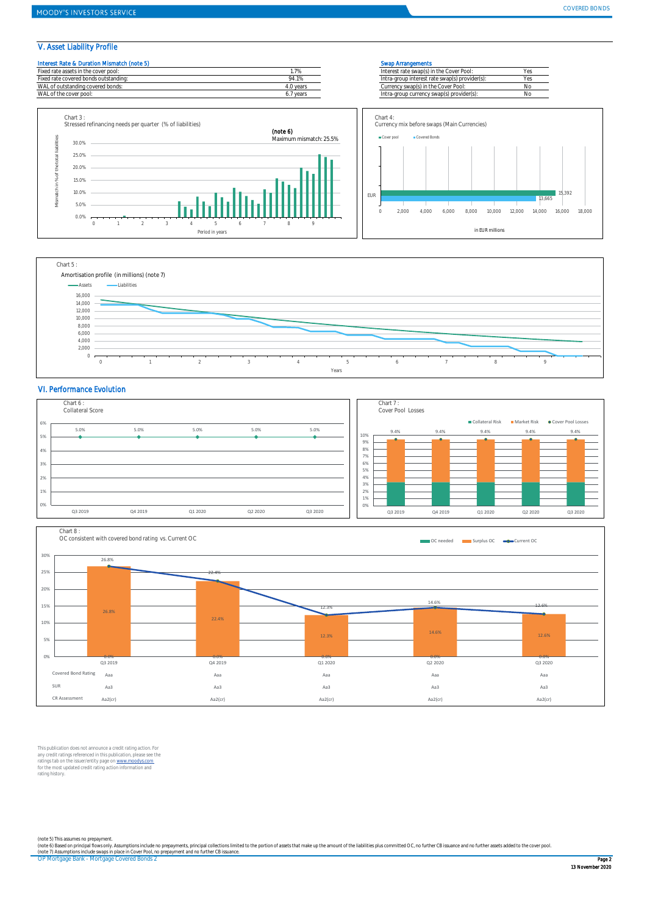## V. Asset Liability Profile

**Interest Rate & Duration Mismatch (note 5)**

| | |
|---|---|
| Fixed rate assets in the cover pool: | 1.7% |
| Fixed rate covered bonds outstanding: | 94.1% |
| WAL of outstanding covered bonds: | 4.0 years |
| WAL of the cover pool: | 6.7 years |

**Swap Arrangements**

| | |
|---|---|
| Interest rate swap(s) in the Cover Pool: | Yes |
| Intra-group interest rate swap(s) provider(s): | Yes |
| Currency swap(s) in the Cover Pool: | No |
| Intra-group currency swap(s) provider(s): | No |

Chart 3 :
Stressed refinancing needs per quarter (% of liabilities)

(note 6)
Maximum mismatch: 25.5%

Chart 4:
Currency mix before swaps (Main Currencies)

| Currency | Cover pool | Covered Bonds |
|---|---|---|
| EUR | 15,392 | 13,665 |

in EUR millions

Chart 5 :
Amortisation profile (in millions) (note 7)

## VI. Performance Evolution

Chart 6 :
Collateral Score

| Q3 2019 | Q4 2019 | Q1 2020 | Q2 2020 | Q3 2020 |
|---|---|---|---|---|
| 5.0% | 5.0% | 5.0% | 5.0% | 5.0% |

Chart 7 :
Cover Pool Losses

| | Q3 2019 | Q4 2019 | Q1 2020 | Q2 2020 | Q3 2020 |
|---|---|---|---|---|---|
| Cover Pool Losses | 9.4% | 9.4% | 9.4% | 9.4% | 9.4% |

Chart 8 :
OC consistent with covered bond rating vs. Current OC

| | Q3 2019 | Q4 2019 | Q1 2020 | Q2 2020 | Q3 2020 |
|---|---|---|---|---|---|
| OC needed | 0.0% | 0.0% | 0.0% | 0.0% | 0.0% |
| Surplus OC | 26.8% | 22.4% | 12.3% | 14.6% | 12.6% |
| Current OC | 26.8% | 22.4% | 12.3% | 14.6% | 12.6% |
| Covered Bond Rating | Aaa | Aaa | Aaa | Aaa | Aaa |
| SUR | Aa3 | Aa3 | Aa3 | Aa3 | Aa3 |
| CR Assessment | Aa2(cr) | Aa2(cr) | Aa2(cr) | Aa2(cr) | Aa2(cr) |

This publication does not announce a credit rating action. For any credit ratings referenced in this publication, please see the ratings tab on the issuer/entity page on www.moodys.com for the most updated credit rating action information and rating history.

(note 5) This assumes no prepayment.
(note 6) Based on principal flows only. Assumptions include no prepayments, principal collections limited to the portion of assets that make up the amount of the liabilities plus committed OC, no further CB issuance and no further assets added to the cover pool.
(note 7) Assumptions include swaps in place in Cover Pool, no prepayment and no further CB issuance.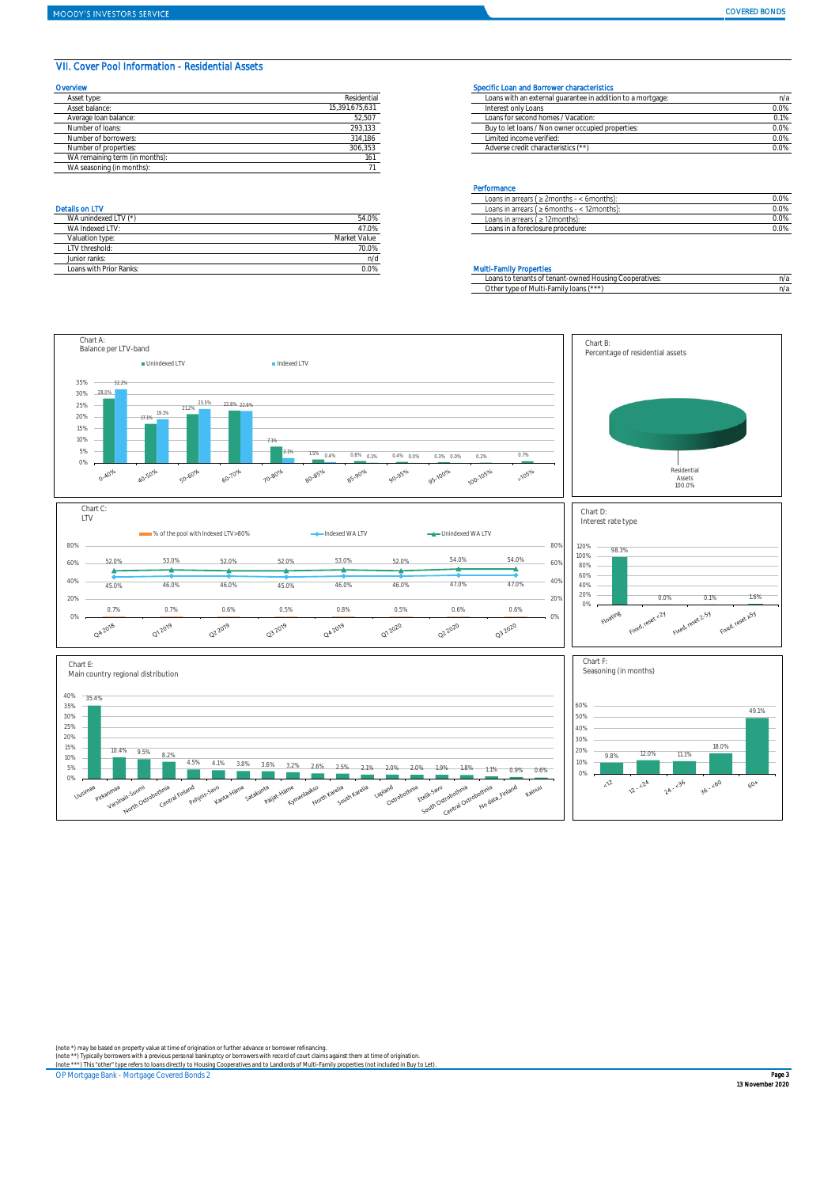## VII. Cover Pool Information - Residential Assets

### Overview

| | |
|---|---|
| Asset type: | Residential |
| Asset balance: | 15,391,675,631 |
| Average loan balance: | 52,507 |
| Number of loans: | 293,133 |
| Number of borrowers: | 314,186 |
| Number of properties: | 306,353 |
| WA remaining term (in months): | 161 |
| WA seasoning (in months): | 71 |

### Details on LTV

| | |
|---|---|
| WA unindexed LTV (*) | 54.0% |
| WA Indexed LTV: | 47.0% |
| Valuation type: | Market Value |
| LTV threshold: | 70.0% |
| Junior ranks: | n/d |
| Loans with Prior Ranks: | 0.0% |

### Specific Loan and Borrower characteristics

| | |
|---|---|
| Loans with an external guarantee in addition to a mortgage: | n/a |
| Interest only Loans | 0.0% |
| Loans for second homes / Vacation: | 0.1% |
| Buy to let loans / Non owner occupied properties: | 0.0% |
| Limited income verified: | 0.0% |
| Adverse credit characteristics (**) | 0.0% |

### Performance

| | |
|---|---|
| Loans in arrears ( ≥ 2months - < 6months): | 0.0% |
| Loans in arrears ( ≥ 6months - < 12months): | 0.0% |
| Loans in arrears ( ≥ 12months): | 0.0% |
| Loans in a foreclosure procedure: | 0.0% |

### Multi-Family Properties

| | |
|---|---|
| Loans to tenants of tenant-owned Housing Cooperatives: | n/a |
| Other type of Multi-Family loans (***) | n/a |

**Chart A:** Balance per LTV-band

| LTV band | Unindexed LTV | Indexed LTV |
|---|---|---|
| 0-40% | 28.0% | 32.2% |
| 40-50% | 17.1% | 19.1% |
| 50-60% | 21.2% | 23.5% |
| 60-70% | 22.8% | 22.6% |
| 70-80% | 7.3% | 2.1% |
| 80-85% | 1.5% | 0.4% |
| 85-90% | 0.8% | 0.1% |
| 90-95% | 0.4% | 0.0% |
| 95-100% | 0.3% | 0.0% |
| 100-105% | 0.2% | |
| >105% | 0.7% | |

**Chart B:** Percentage of residential assets

Residential Assets 100.0%

**Chart C:** LTV

| | Q4 2018 | Q1 2019 | Q2 2019 | Q3 2019 | Q4 2019 | Q1 2020 | Q2 2020 | Q3 2020 |
|---|---|---|---|---|---|---|---|---|
| % of the pool with Indexed LTV>80% | 0.7% | 0.7% | 0.6% | 0.5% | 0.8% | 0.5% | 0.6% | 0.6% |
| Indexed WA LTV | 45.0% | 46.0% | 46.0% | 45.0% | 46.0% | 46.0% | 47.0% | 47.0% |
| Unindexed WA LTV | 52.0% | 53.0% | 52.0% | 52.0% | 53.0% | 52.0% | 54.0% | 54.0% |

**Chart D:** Interest rate type

| Floating | Fixed, reset <2y | Fixed, reset 2-5y | Fixed, reset ≥5y |
|---|---|---|---|
| 98.3% | 0.0% | 0.1% | 1.6% |

**Chart E:** Main country regional distribution

| Region | % |
|---|---|
| Uusimaa | 35.4% |
| Pirkanmaa | 10.4% |
| Varsinais-Suomi | 9.5% |
| North Ostrobothnia | 8.2% |
| Central Finland | 4.5% |
| Pohjois-Savo | 4.1% |
| Kanta-Häme | 3.8% |
| Satakunta | 3.6% |
| Päijät-Häme | 3.2% |
| Kymenlaakso | 2.6% |
| North Karelia | 2.5% |
| South Karelia | 2.1% |
| Lapland | 2.0% |
| Ostrobothnia | 2.0% |
| Etelä-Savo | 1.9% |
| South Ostrobothnia | 1.8% |
| Central Ostrobothnia | 1.1% |
| No data_Finland | 0.9% |
| Kainuu | 0.6% |

**Chart F:** Seasoning (in months)

| <12 | 12 - <24 | 24 - <36 | 36 - <60 | 60+ |
|---|---|---|---|---|
| 9.8% | 12.0% | 11.1% | 18.0% | 49.1% |

(note *) may be based on property value at time of origination or further advance or borrower refinancing.
(note **) Typically borrowers with a previous personal bankruptcy or borrowers with record of court claims against them at time of origination.
(note ***) This "other" type refers to loans directly to Housing Cooperatives and to Landlords of Multi-Family properties (not included in Buy to Let).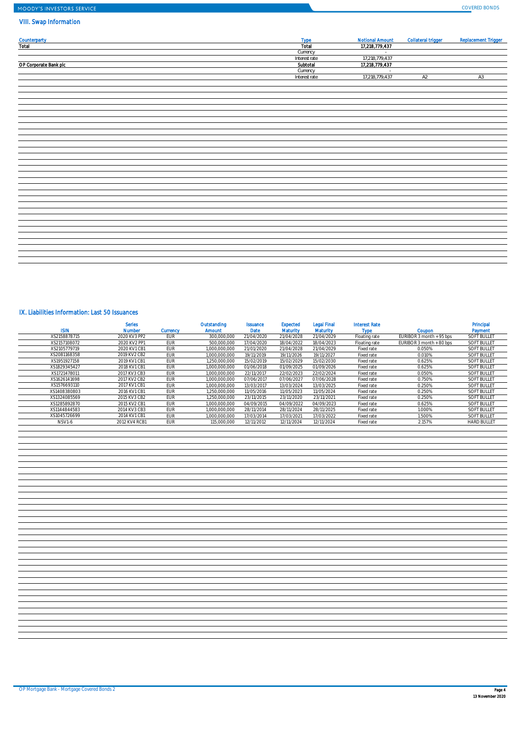## VIII. Swap Information

| Counterparty | Type | Notional Amount | Collateral trigger | Replacement Trigger |
|---|---|---|---|---|
| Total | Total | 17,218,779,437 | | |
| | Currency | - | | |
| | Interest rate | 17,218,779,437 | | |
| OP Corporate Bank plc | Subtotal | 17,218,779,437 | | |
| | Currency | - | | |
| | Interest rate | 17,218,779,437 | A2 | A3 |

## IX. Liabilities Information: Last 50 Issuances

| ISIN | Series Number | Currency | Outstanding Amount | Issuance Date | Expected Maturity | Legal Final Maturity | Interest Rate Type | Coupon | Principal Payment |
|---|---|---|---|---|---|---|---|---|---|
| XS2158878715 | 2020 KV3 PP2 | EUR | 300,000,000 | 21/04/2020 | 21/04/2028 | 21/04/2029 | Floating rate | EURIBOR 3 month + 95 bps | SOFT BULLET |
| XS2157108072 | 2020 KV2 PP1 | EUR | 500,000,000 | 17/04/2020 | 18/04/2022 | 18/04/2023 | Floating rate | EURIBOR 3 month + 80 bps | SOFT BULLET |
| XS2105779719 | 2020 KV1 CB1 | EUR | 1,000,000,000 | 21/01/2020 | 21/04/2028 | 21/04/2029 | Fixed rate | 0.050% | SOFT BULLET |
| XS2081168358 | 2019 KV2 CB2 | EUR | 1,000,000,000 | 19/11/2019 | 19/11/2026 | 19/11/2027 | Fixed rate | 0.010% | SOFT BULLET |
| XS1951927158 | 2019 KV1 CB1 | EUR | 1,250,000,000 | 15/02/2019 | 15/02/2029 | 15/02/2030 | Fixed rate | 0.625% | SOFT BULLET |
| XS1829345427 | 2018 KV1 CB1 | EUR | 1,000,000,000 | 01/06/2018 | 01/09/2025 | 01/09/2026 | Fixed rate | 0.625% | SOFT BULLET |
| XS1721478011 | 2017 KV3 CB3 | EUR | 1,000,000,000 | 22/11/2017 | 22/02/2023 | 22/02/2024 | Fixed rate | 0.050% | SOFT BULLET |
| XS1626141698 | 2017 KV2 CB2 | EUR | 1,000,000,000 | 07/06/2017 | 07/06/2027 | 07/06/2028 | Fixed rate | 0.750% | SOFT BULLET |
| XS1576693110 | 2017 KV1 CB1 | EUR | 1,000,000,000 | 13/03/2017 | 13/03/2024 | 13/03/2025 | Fixed rate | 0.250% | SOFT BULLET |
| XS1408380803 | 2016 KV1 CB1 | EUR | 1,250,000,000 | 11/05/2016 | 11/05/2023 | 11/05/2024 | Fixed rate | 0.250% | SOFT BULLET |
| XS1324085569 | 2015 KV3 CB2 | EUR | 1,250,000,000 | 23/11/2015 | 23/11/2020 | 23/11/2021 | Fixed rate | 0.250% | SOFT BULLET |
| XS1285892870 | 2015 KV2 CB1 | EUR | 1,000,000,000 | 04/09/2015 | 04/09/2022 | 04/09/2023 | Fixed rate | 0.625% | SOFT BULLET |
| XS1148844583 | 2014 KV3 CB3 | EUR | 1,000,000,000 | 28/11/2014 | 28/11/2024 | 28/11/2025 | Fixed rate | 1.000% | SOFT BULLET |
| XS1045726699 | 2014 KV1 CB1 | EUR | 1,000,000,000 | 17/03/2014 | 17/03/2021 | 17/03/2022 | Fixed rate | 1.500% | SOFT BULLET |
| NSV1-6 | 2012 KV4 RCB1 | EUR | 115,000,000 | 12/11/2012 | 12/11/2024 | 12/11/2024 | Fixed rate | 2.157% | HARD BULLET |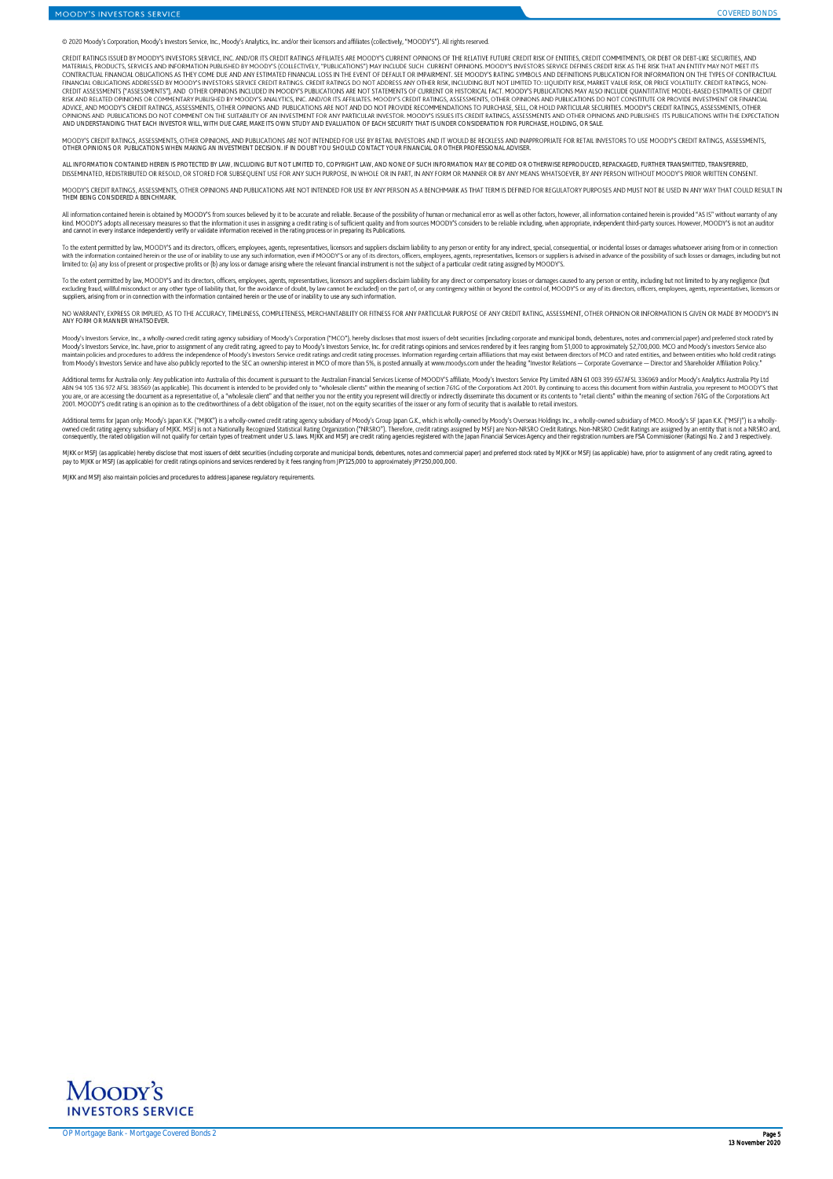© 2020 Moody's Corporation, Moody's Investors Service, Inc., Moody's Analytics, Inc. and/or their licensors and affiliates (collectively, "MOODY'S"). All rights reserved.

CREDIT RATINGS ISSUED BY MOODY'S INVESTORS SERVICE, INC. AND/OR ITS CREDIT RATINGS AFFILIATES ARE MOODY'S CURRENT OPINIONS OF THE RELATIVE FUTURE CREDIT RISK OF ENTITIES, CREDIT COMMITMENTS, OR DEBT OR DEBT-LIKE SECURITIES, AND MATERIALS, PRODUCTS, SERVICES AND INFORMATION PUBLISHED BY MOODY'S (COLLECTIVELY, "PUBLICATIONS") MAY INCLUDE SUCH CURRENT OPINIONS. MOODY'S INVESTORS SERVICE DEFINES CREDIT RISK AS THE RISK THAT AN ENTITY MAY NOT MEET ITS CONTRACTUAL FINANCIAL OBLIGATIONS AS THEY COME DUE AND ANY ESTIMATED FINANCIAL LOSS IN THE EVENT OF DEFAULT OR IMPAIRMENT. SEE MOODY'S RATING SYMBOLS AND DEFINITIONS PUBLICATION FOR INFORMATION ON THE TYPES OF CONTRACTUAL FINANCIAL OBLIGATIONS ADDRESSED BY MOODY'S INVESTORS SERVICE CREDIT RATINGS. CREDIT RATINGS DO NOT ADDRESS ANY OTHER RISK, INCLUDING BUT NOT LIMITED TO: LIQUIDITY RISK, MARKET VALUE RISK, OR PRICE VOLATILITY. CREDIT RATINGS, NON-CREDIT ASSESSMENTS ("ASSESSMENTS"), AND OTHER OPINIONS INCLUDED IN MOODY'S PUBLICATIONS ARE NOT STATEMENTS OF CURRENT OR HISTORICAL FACT. MOODY'S PUBLICATIONS MAY ALSO INCLUDE QUANTITATIVE MODEL-BASED ESTIMATES OF CREDIT RISK AND RELATED OPINIONS OR COMMENTARY PUBLISHED BY MOODY'S ANALYTICS, INC. AND/OR ITS AFFILIATES. MOODY'S CREDIT RATINGS, ASSESSMENTS, OTHER OPINIONS AND PUBLICATIONS DO NOT CONSTITUTE OR PROVIDE INVESTMENT OR FINANCIAL ADVICE, AND MOODY'S CREDIT RATINGS, ASSESSMENTS, OTHER OPINIONS AND PUBLICATIONS ARE NOT AND DO NOT PROVIDE RECOMMENDATIONS TO PURCHASE, SELL, OR HOLD PARTICULAR SECURITIES. MOODY'S CREDIT RATINGS, ASSESSMENTS, OTHER OPINIONS AND PUBLICATIONS DO NOT COMMENT ON THE SUITABILITY OF AN INVESTMENT FOR ANY PARTICULAR INVESTOR. MOODY'S ISSUES ITS CREDIT RATINGS, ASSESSMENTS AND OTHER OPINIONS AND PUBLISHES ITS PUBLICATIONS WITH THE EXPECTATION AND UNDERSTANDING THAT EACH INVESTOR WILL, WITH DUE CARE, MAKE ITS OWN STUDY AND EVALUATION OF EACH SECURITY THAT IS UNDER CONSIDERATION FOR PURCHASE, HOLDING, OR SALE.

MOODY'S CREDIT RATINGS, ASSESSMENTS, OTHER OPINIONS, AND PUBLICATIONS ARE NOT INTENDED FOR USE BY RETAIL INVESTORS AND IT WOULD BE RECKLESS AND INAPPROPRIATE FOR RETAIL INVESTORS TO USE MOODY'S CREDIT RATINGS, ASSESSMENTS, OTHER OPINIONS OR PUBLICATIONS WHEN MAKING AN INVESTMENT DECISION. IF IN DOUBT YOU SHOULD CONTACT YOUR FINANCIAL OR OTHER PROFESSIONAL ADVISER.

ALL INFORMATION CONTAINED HEREIN IS PROTECTED BY LAW, INCLUDING BUT NOT LIMITED TO, COPYRIGHT LAW, AND NONE OF SUCH INFORMATION MAY BE COPIED OR OTHERWISE REPRODUCED, REPACKAGED, FURTHER TRANSMITTED, TRANSFERRED, DISSEMINATED, REDISTRIBUTED OR RESOLD, OR STORED FOR SUBSEQUENT USE FOR ANY SUCH PURPOSE, IN WHOLE OR IN PART, IN ANY FORM OR MANNER OR BY ANY MEANS WHATSOEVER, BY ANY PERSON WITHOUT MOODY'S PRIOR WRITTEN CONSENT.

MOODY'S CREDIT RATINGS, ASSESSMENTS, OTHER OPINIONS AND PUBLICATIONS ARE NOT INTENDED FOR USE BY ANY PERSON AS A BENCHMARK AS THAT TERM IS DEFINED FOR REGULATORY PURPOSES AND MUST NOT BE USED IN ANY WAY THAT COULD RESULT IN THEM BEING CONSIDERED A BENCHMARK.

All information contained herein is obtained by MOODY'S from sources believed by it to be accurate and reliable. Because of the possibility of human or mechanical error as well as other factors, however, all information contained herein is provided "AS IS" without warranty of any kind. MOODY'S adopts all necessary measures so that the information it uses in assigning a credit rating is of sufficient quality and from sources MOODY'S considers to be reliable including, when appropriate, independent third-party sources. However, MOODY'S is not an auditor and cannot in every instance independently verify or validate information received in the rating process or in preparing its Publications.

To the extent permitted by law, MOODY'S and its directors, officers, employees, agents, representatives, licensors and suppliers disclaim liability to any person or entity for any indirect, special, consequential, or incidental losses or damages whatsoever arising from or in connection with the information contained herein or the use of or inability to use any such information, even if MOODY'S or any of its directors, officers, employees, agents, representatives, licensors or suppliers is advised in advance of the possibility of such losses or damages, including but not limited to: (a) any loss of present or prospective profits or (b) any loss or damage arising where the relevant financial instrument is not the subject of a particular credit rating assigned by MOODY'S.

To the extent permitted by law, MOODY'S and its directors, officers, employees, agents, representatives, licensors and suppliers disclaim liability for any direct or compensatory losses or damages caused to any person or entity, including but not limited to by any negligence (but excluding fraud, willful misconduct or any other type of liability that, for the avoidance of doubt, by law cannot be excluded) on the part of, or any contingency within or beyond the control of, MOODY'S or any of its directors, officers, employees, agents, representatives, licensors or suppliers, arising from or in connection with the information contained herein or the use of or inability to use any such information.

NO WARRANTY, EXPRESS OR IMPLIED, AS TO THE ACCURACY, TIMELINESS, COMPLETENESS, MERCHANTABILITY OR FITNESS FOR ANY PARTICULAR PURPOSE OF ANY CREDIT RATING, ASSESSMENT, OTHER OPINION OR INFORMATION IS GIVEN OR MADE BY MOODY'S IN ANY FORM OR MANNER WHATSOEVER.

Moody's Investors Service, Inc., a wholly-owned credit rating agency subsidiary of Moody's Corporation ("MCO"), hereby discloses that most issuers of debt securities (including corporate and municipal bonds, debentures, notes and commercial paper) and preferred stock rated by Moody's Investors Service, Inc. have, prior to assignment of any credit rating, agreed to pay to Moody's Investors Service, Inc. for credit ratings opinions and services rendered by it fees ranging from $1,000 to approximately $2,700,000. MCO and Moody's investors Service also maintain policies and procedures to address the independence of Moody's Investors Service credit ratings and credit rating processes. Information regarding certain affiliations that may exist between directors of MCO and rated entities, and between entities who hold credit ratings from Moody's Investors Service and have also publicly reported to the SEC an ownership interest in MCO of more than 5%, is posted annually at www.moodys.com under the heading "Investor Relations — Corporate Governance — Director and Shareholder Affiliation Policy."

Additional terms for Australia only: Any publication into Australia of this document is pursuant to the Australian Financial Services License of MOODY'S affiliate, Moody's Investors Service Pty Limited ABN 61 003 399 657AFSL 336969 and/or Moody's Analytics Australia Pty Ltd ABN 94 105 136 972 AFSL 383569 (as applicable). This document is intended to be provided only to "wholesale clients" within the meaning of section 761G of the Corporations Act 2001. By continuing to access this document from within Australia, you represent to MOODY'S that you are, or are accessing the document as a representative of, a "wholesale client" and that neither you nor the entity you represent will directly or indirectly disseminate this document or its contents to "retail clients" within the meaning of section 761G of the Corporations Act 2001. MOODY'S credit rating is an opinion as to the creditworthiness of a debt obligation of the issuer, not on the equity securities of the issuer or any form of security that is available to retail investors.

Additional terms for Japan only: Moody's Japan K.K. ("MJKK") is a wholly-owned credit rating agency subsidiary of Moody's Group Japan G.K., which is wholly-owned by Moody's Overseas Holdings Inc., a wholly-owned subsidiary of MCO. Moody's SF Japan K.K. ("MSFJ") is a wholly-owned credit rating agency subsidiary of MJKK. MSFJ is not a Nationally Recognized Statistical Rating Organization ("NRSRO"). Therefore, credit ratings assigned by MSFJ are Non-NRSRO Credit Ratings. Non-NRSRO Credit Ratings are assigned by an entity that is not a NRSRO and, consequently, the rated obligation will not qualify for certain types of treatment under U.S. laws. MJKK and MSFJ are credit rating agencies registered with the Japan Financial Services Agency and their registration numbers are FSA Commissioner (Ratings) No. 2 and 3 respectively.

MJKK or MSFJ (as applicable) hereby disclose that most issuers of debt securities (including corporate and municipal bonds, debentures, notes and commercial paper) and preferred stock rated by MJKK or MSFJ (as applicable) have, prior to assignment of any credit rating, agreed to pay to MJKK or MSFJ (as applicable) for credit ratings opinions and services rendered by it fees ranging from JPY125,000 to approximately JPY250,000,000.

MJKK and MSFJ also maintain policies and procedures to address Japanese regulatory requirements.

MOODY'S INVESTORS SERVICE